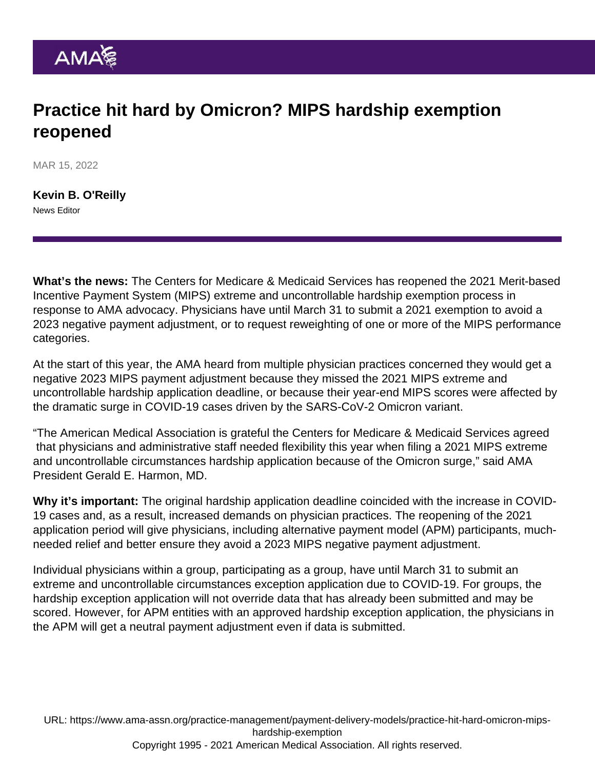# Practice hit hard by Omicron? MIPS hardship exemption reopened

MAR 15, 2022

**Kevin B. O'Reilly**
News Editor

**What's the news:** The Centers for Medicare & Medicaid Services has reopened the 2021 Merit-based Incentive Payment System (MIPS) extreme and uncontrollable hardship exemption process in response to AMA advocacy. Physicians have until March 31 to submit a 2021 exemption to avoid a 2023 negative payment adjustment, or to request reweighting of one or more of the MIPS performance categories.

At the start of this year, the AMA heard from multiple physician practices concerned they would get a negative 2023 MIPS payment adjustment because they missed the 2021 MIPS extreme and uncontrollable hardship application deadline, or because their year-end MIPS scores were affected by the dramatic surge in COVID-19 cases driven by the SARS-CoV-2 Omicron variant.

"The American Medical Association is grateful the Centers for Medicare & Medicaid Services agreed that physicians and administrative staff needed flexibility this year when filing a 2021 MIPS extreme and uncontrollable circumstances hardship application because of the Omicron surge," said AMA President Gerald E. Harmon, MD.

**Why it's important:** The original hardship application deadline coincided with the increase in COVID-19 cases and, as a result, increased demands on physician practices. The reopening of the 2021 application period will give physicians, including alternative payment model (APM) participants, much-needed relief and better ensure they avoid a 2023 MIPS negative payment adjustment.

Individual physicians within a group, participating as a group, have until March 31 to submit an extreme and uncontrollable circumstances exception application due to COVID-19. For groups, the hardship exception application will not override data that has already been submitted and may be scored. However, for APM entities with an approved hardship exception application, the physicians in the APM will get a neutral payment adjustment even if data is submitted.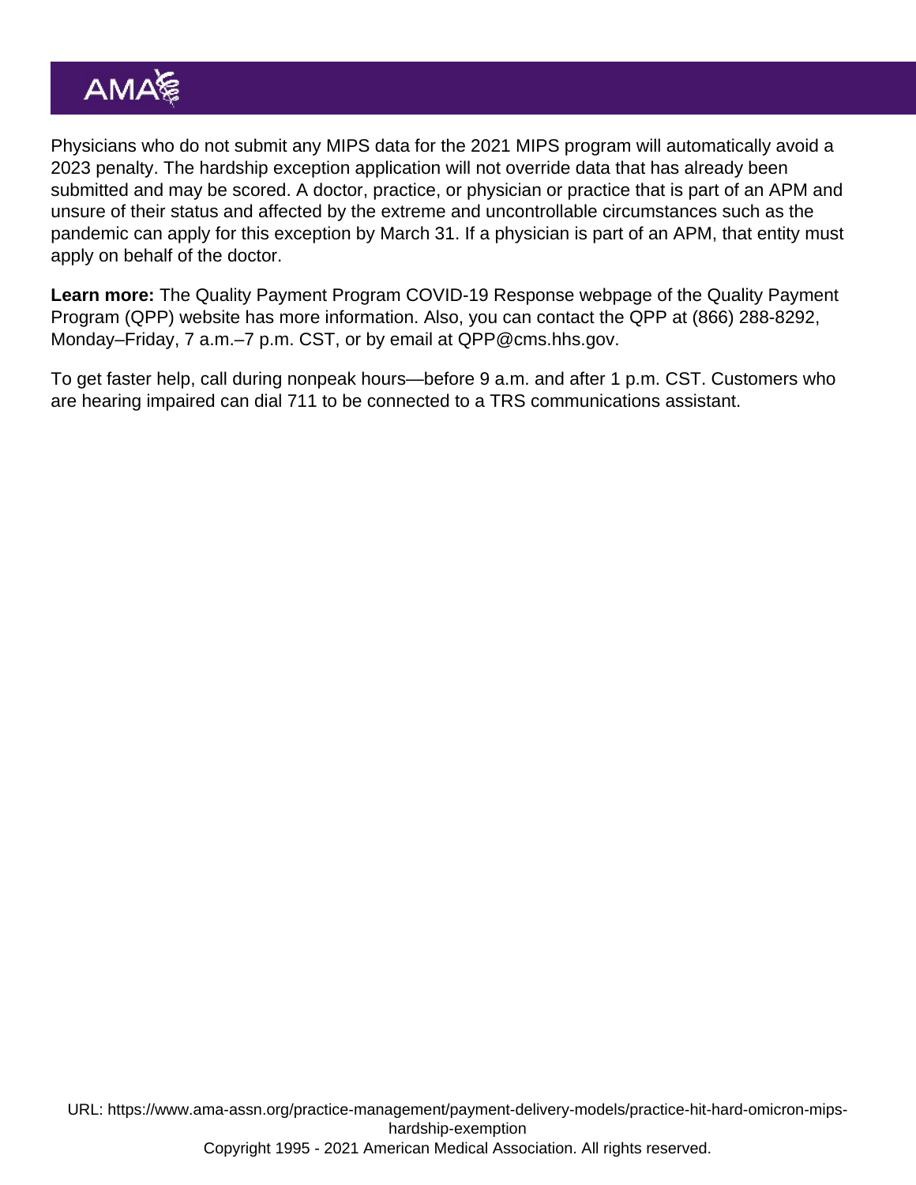Physicians who do not submit any MIPS data for the 2021 MIPS program will automatically avoid a 2023 penalty. The hardship exception application will not override data that has already been submitted and may be scored. A doctor, practice, or physician or practice that is part of an APM and unsure of their status and affected by the extreme and uncontrollable circumstances such as the pandemic can apply for this exception by March 31. If a physician is part of an APM, that entity must apply on behalf of the doctor.

**Learn more:** The Quality Payment Program COVID-19 Response webpage of the Quality Payment Program (QPP) website has more information. Also, you can contact the QPP at (866) 288-8292, Monday–Friday, 7 a.m.–7 p.m. CST, or by email at QPP@cms.hhs.gov.

To get faster help, call during nonpeak hours—before 9 a.m. and after 1 p.m. CST. Customers who are hearing impaired can dial 711 to be connected to a TRS communications assistant.